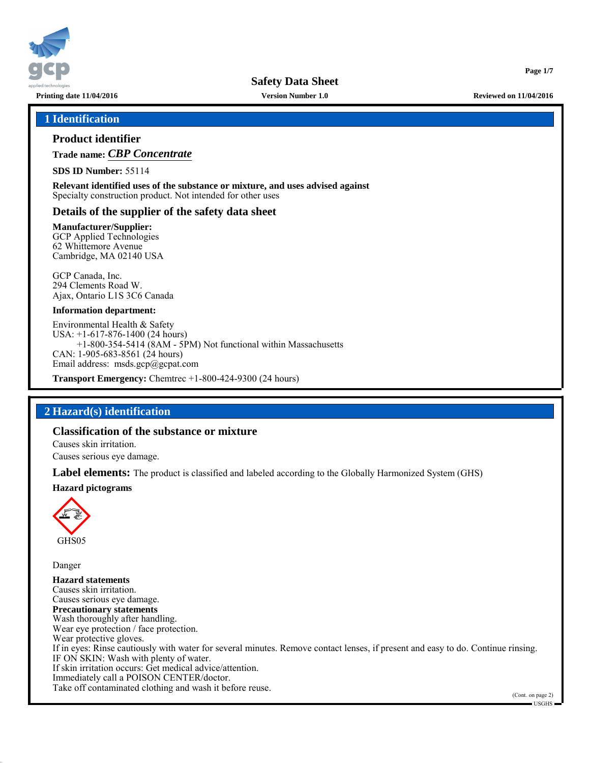**Safety Data Sheet**

Printing date 11/04/2016 | Version Number 1.0 | Reviewed on 11/04/2016

## 1 Identification

### Product identifier

**Trade name:** ***CBP Concentrate***

**SDS ID Number:** 55114

**Relevant identified uses of the substance or mixture, and uses advised against**
Specialty construction product. Not intended for other uses

### Details of the supplier of the safety data sheet

**Manufacturer/Supplier:**
GCP Applied Technologies
62 Whittemore Avenue
Cambridge, MA 02140 USA

GCP Canada, Inc.
294 Clements Road W.
Ajax, Ontario L1S 3C6 Canada

**Information department:**

Environmental Health & Safety
USA: +1-617-876-1400 (24 hours)
+1-800-354-5414 (8AM - 5PM) Not functional within Massachusetts
CAN: 1-905-683-8561 (24 hours)
Email address: msds.gcp@gcpat.com

**Transport Emergency:** Chemtrec +1-800-424-9300 (24 hours)

## 2 Hazard(s) identification

### Classification of the substance or mixture

Causes skin irritation.
Causes serious eye damage.

**Label elements:** The product is classified and labeled according to the Globally Harmonized System (GHS)

**Hazard pictograms**

GHS05

Danger

**Hazard statements**
Causes skin irritation.
Causes serious eye damage.

**Precautionary statements**
Wash thoroughly after handling.
Wear eye protection / face protection.
Wear protective gloves.
If in eyes: Rinse cautiously with water for several minutes. Remove contact lenses, if present and easy to do. Continue rinsing.
IF ON SKIN: Wash with plenty of water.
If skin irritation occurs: Get medical advice/attention.
Immediately call a POISON CENTER/doctor.
Take off contaminated clothing and wash it before reuse.

(Cont. on page 2)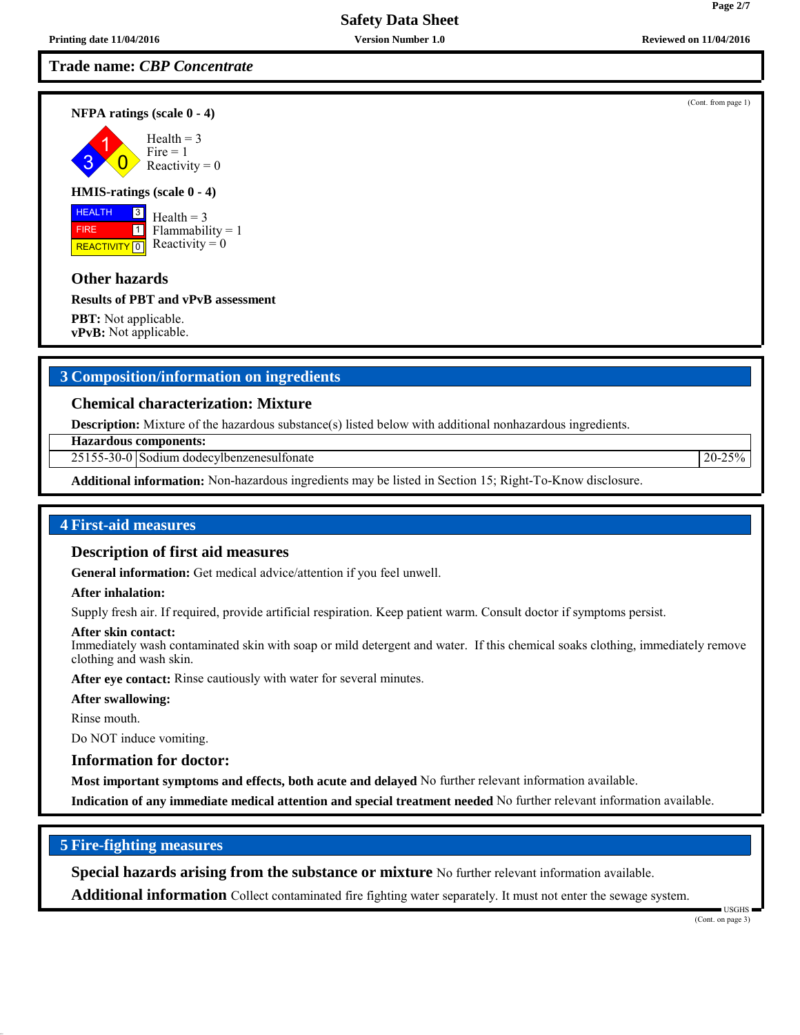**Trade name:** *CBP Concentrate*

(Cont. from page 1)

**NFPA ratings (scale 0 - 4)**

Health = 3
Fire = 1
Reactivity = 0

**HMIS-ratings (scale 0 - 4)**

HEALTH 3
FIRE 1
REACTIVITY 0

Health = 3
Flammability = 1
Reactivity = 0

### Other hazards

**Results of PBT and vPvB assessment**

**PBT:** Not applicable.
**vPvB:** Not applicable.

## 3 Composition/information on ingredients

### Chemical characterization: Mixture

**Description:** Mixture of the hazardous substance(s) listed below with additional nonhazardous ingredients.

| Hazardous components: | | |
|---|---|---|
| 25155-30-0 | Sodium dodecylbenzenesulfonate | 20-25% |

**Additional information:** Non-hazardous ingredients may be listed in Section 15; Right-To-Know disclosure.

## 4 First-aid measures

### Description of first aid measures

**General information:** Get medical advice/attention if you feel unwell.

**After inhalation:**

Supply fresh air. If required, provide artificial respiration. Keep patient warm. Consult doctor if symptoms persist.

**After skin contact:**
Immediately wash contaminated skin with soap or mild detergent and water. If this chemical soaks clothing, immediately remove clothing and wash skin.

**After eye contact:** Rinse cautiously with water for several minutes.

**After swallowing:**

Rinse mouth.

Do NOT induce vomiting.

### Information for doctor:

**Most important symptoms and effects, both acute and delayed** No further relevant information available.

**Indication of any immediate medical attention and special treatment needed** No further relevant information available.

## 5 Fire-fighting measures

**Special hazards arising from the substance or mixture** No further relevant information available.

**Additional information** Collect contaminated fire fighting water separately. It must not enter the sewage system.

(Cont. on page 3)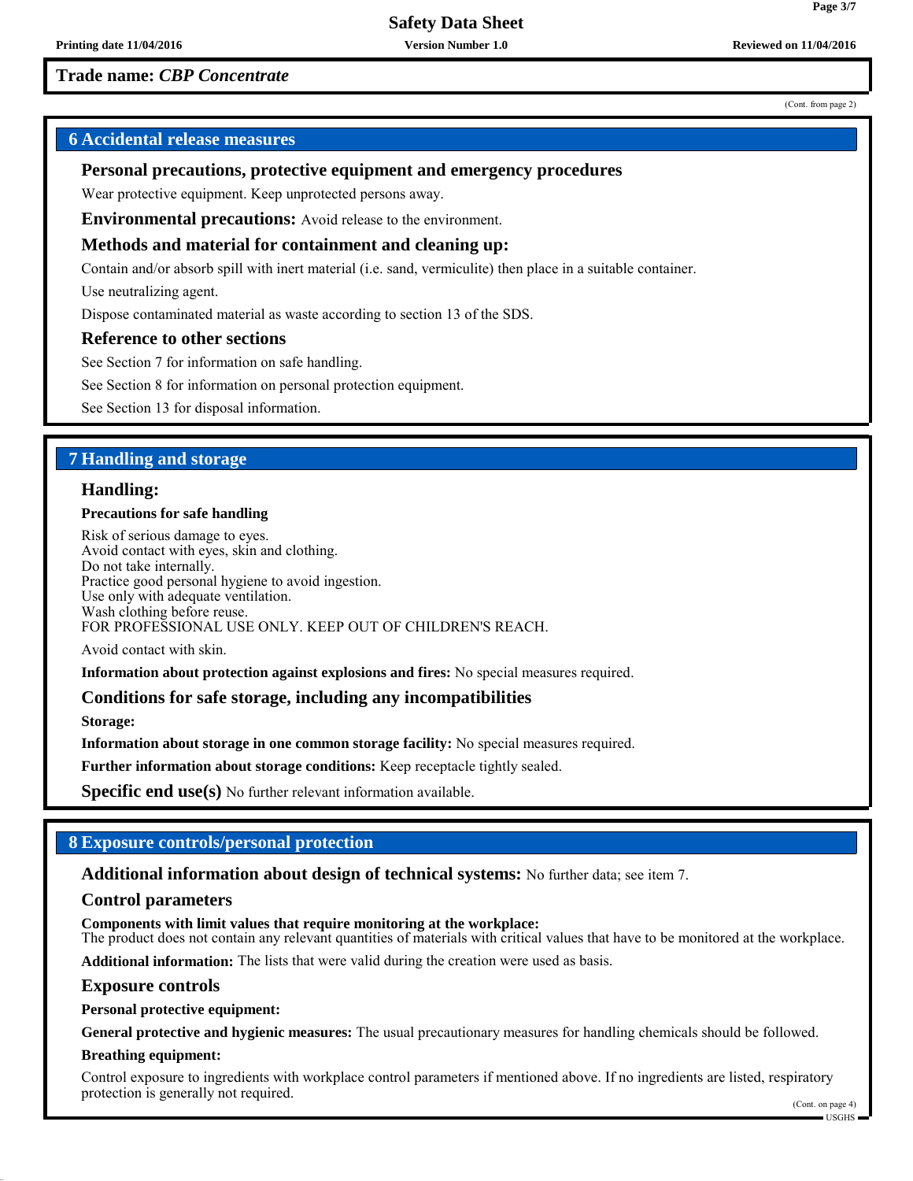**Trade name:** ***CBP Concentrate***

(Cont. from page 2)

## 6 Accidental release measures

### Personal precautions, protective equipment and emergency procedures

Wear protective equipment. Keep unprotected persons away.

**Environmental precautions:** Avoid release to the environment.

### Methods and material for containment and cleaning up:

Contain and/or absorb spill with inert material (i.e. sand, vermiculite) then place in a suitable container.

Use neutralizing agent.

Dispose contaminated material as waste according to section 13 of the SDS.

### Reference to other sections

See Section 7 for information on safe handling.

See Section 8 for information on personal protection equipment.

See Section 13 for disposal information.

## 7 Handling and storage

### Handling:

**Precautions for safe handling**

Risk of serious damage to eyes.
Avoid contact with eyes, skin and clothing.
Do not take internally.
Practice good personal hygiene to avoid ingestion.
Use only with adequate ventilation.
Wash clothing before reuse.
FOR PROFESSIONAL USE ONLY. KEEP OUT OF CHILDREN'S REACH.

Avoid contact with skin.

**Information about protection against explosions and fires:** No special measures required.

### Conditions for safe storage, including any incompatibilities

**Storage:**

**Information about storage in one common storage facility:** No special measures required.

**Further information about storage conditions:** Keep receptacle tightly sealed.

**Specific end use(s)** No further relevant information available.

## 8 Exposure controls/personal protection

**Additional information about design of technical systems:** No further data; see item 7.

### Control parameters

**Components with limit values that require monitoring at the workplace:**
The product does not contain any relevant quantities of materials with critical values that have to be monitored at the workplace.

**Additional information:** The lists that were valid during the creation were used as basis.

### Exposure controls

**Personal protective equipment:**

**General protective and hygienic measures:** The usual precautionary measures for handling chemicals should be followed.

**Breathing equipment:**

Control exposure to ingredients with workplace control parameters if mentioned above. If no ingredients are listed, respiratory protection is generally not required.

(Cont. on page 4)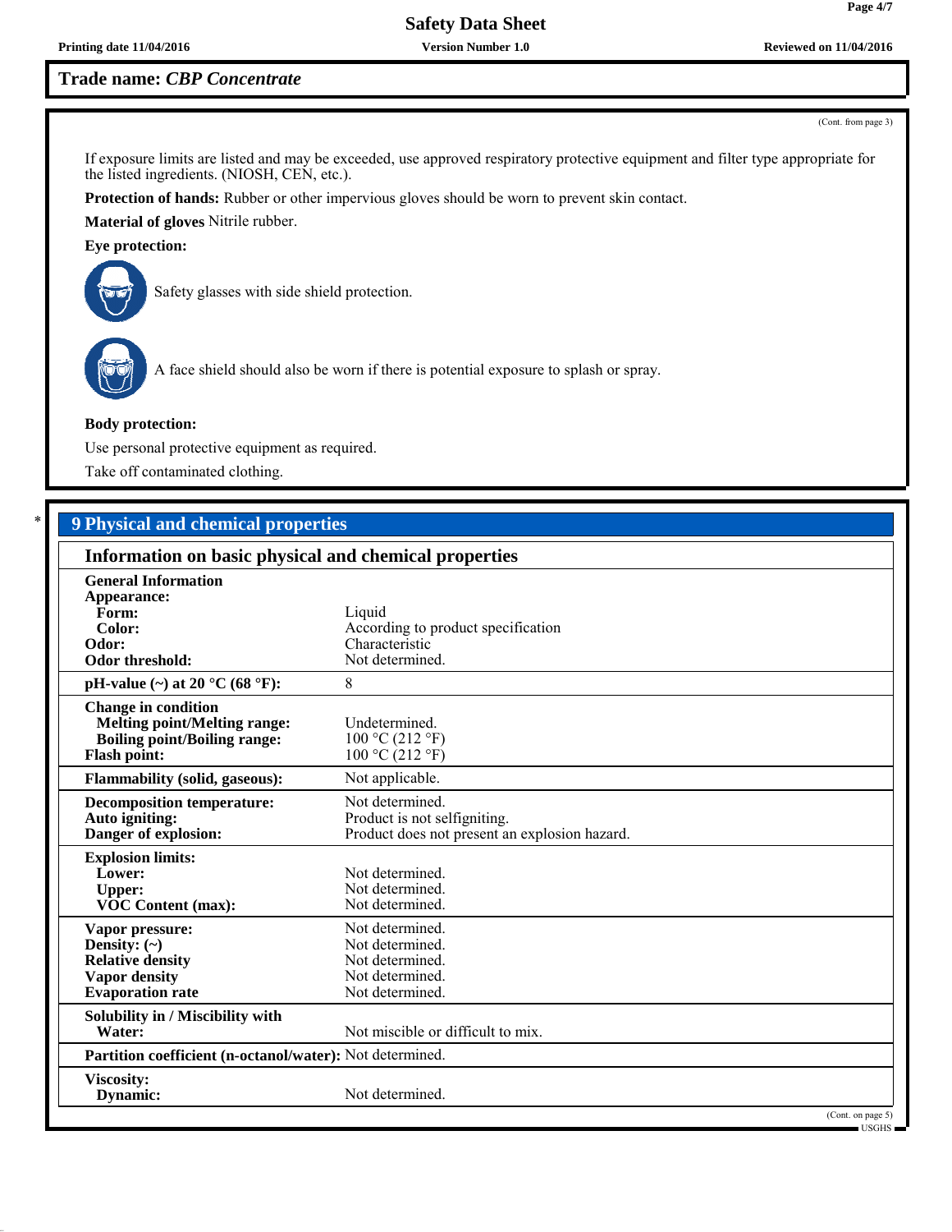**Trade name:** ***CBP Concentrate***

(Cont. from page 3)

If exposure limits are listed and may be exceeded, use approved respiratory protective equipment and filter type appropriate for the listed ingredients. (NIOSH, CEN, etc.).

**Protection of hands:** Rubber or other impervious gloves should be worn to prevent skin contact.

**Material of gloves** Nitrile rubber.

**Eye protection:**

Safety glasses with side shield protection.

A face shield should also be worn if there is potential exposure to splash or spray.

**Body protection:**

Use personal protective equipment as required.

Take off contaminated clothing.

## 9 Physical and chemical properties

### Information on basic physical and chemical properties

| | |
|---|---|
| **General Information** | |
| **Appearance:** | |
| **Form:** | Liquid |
| **Color:** | According to product specification |
| **Odor:** | Characteristic |
| **Odor threshold:** | Not determined. |
| **pH-value (~) at 20 °C (68 °F):** | 8 |
| **Change in condition** | |
| **Melting point/Melting range:** | Undetermined. |
| **Boiling point/Boiling range:** | 100 °C (212 °F) |
| **Flash point:** | 100 °C (212 °F) |
| **Flammability (solid, gaseous):** | Not applicable. |
| **Decomposition temperature:** | Not determined. |
| **Auto igniting:** | Product is not selfigniting. |
| **Danger of explosion:** | Product does not present an explosion hazard. |
| **Explosion limits:** | |
| **Lower:** | Not determined. |
| **Upper:** | Not determined. |
| **VOC Content (max):** | Not determined. |
| **Vapor pressure:** | Not determined. |
| **Density: (~)** | Not determined. |
| **Relative density** | Not determined. |
| **Vapor density** | Not determined. |
| **Evaporation rate** | Not determined. |
| **Solubility in / Miscibility with** | |
| **Water:** | Not miscible or difficult to mix. |
| **Partition coefficient (n-octanol/water):** | Not determined. |
| **Viscosity:** | |
| **Dynamic:** | Not determined. |

(Cont. on page 5)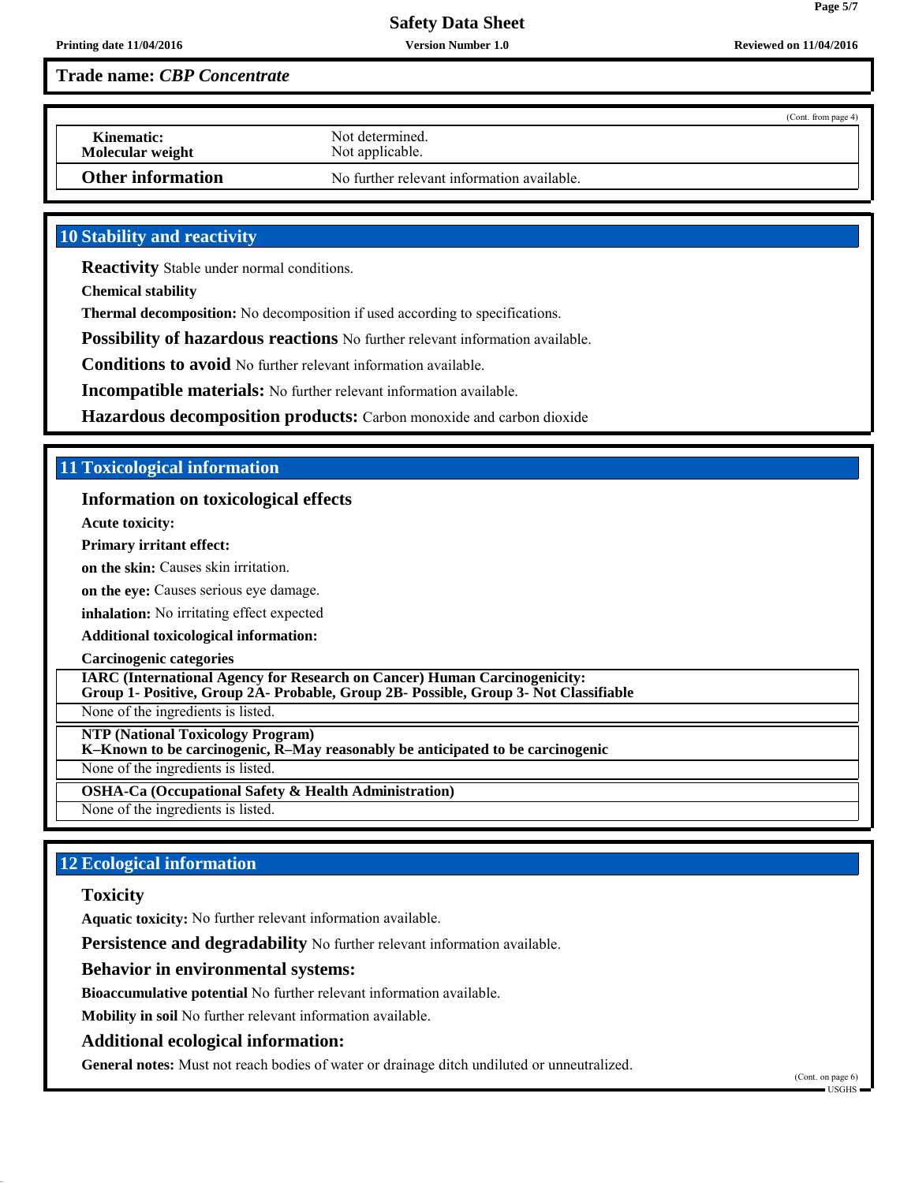**Trade name: *CBP Concentrate***

(Cont. from page 4)

| | |
|---|---|
| **Kinematic:** | Not determined. |
| **Molecular weight** | Not applicable. |
| **Other information** | No further relevant information available. |

## 10 Stability and reactivity

**Reactivity** Stable under normal conditions.

**Chemical stability**

**Thermal decomposition:** No decomposition if used according to specifications.

**Possibility of hazardous reactions** No further relevant information available.

**Conditions to avoid** No further relevant information available.

**Incompatible materials:** No further relevant information available.

**Hazardous decomposition products:** Carbon monoxide and carbon dioxide

## 11 Toxicological information

### Information on toxicological effects

**Acute toxicity:**

**Primary irritant effect:**

**on the skin:** Causes skin irritation.

**on the eye:** Causes serious eye damage.

**inhalation:** No irritating effect expected

**Additional toxicological information:**

**Carcinogenic categories**

**IARC (International Agency for Research on Cancer) Human Carcinogenicity:**
**Group 1- Positive, Group 2A- Probable, Group 2B- Possible, Group 3- Not Classifiable**

None of the ingredients is listed.

**NTP (National Toxicology Program)**
**K–Known to be carcinogenic, R–May reasonably be anticipated to be carcinogenic**

None of the ingredients is listed.

**OSHA-Ca (Occupational Safety & Health Administration)**

None of the ingredients is listed.

## 12 Ecological information

### Toxicity

**Aquatic toxicity:** No further relevant information available.

**Persistence and degradability** No further relevant information available.

### Behavior in environmental systems:

**Bioaccumulative potential** No further relevant information available.

**Mobility in soil** No further relevant information available.

### Additional ecological information:

**General notes:** Must not reach bodies of water or drainage ditch undiluted or unneutralized.

(Cont. on page 6)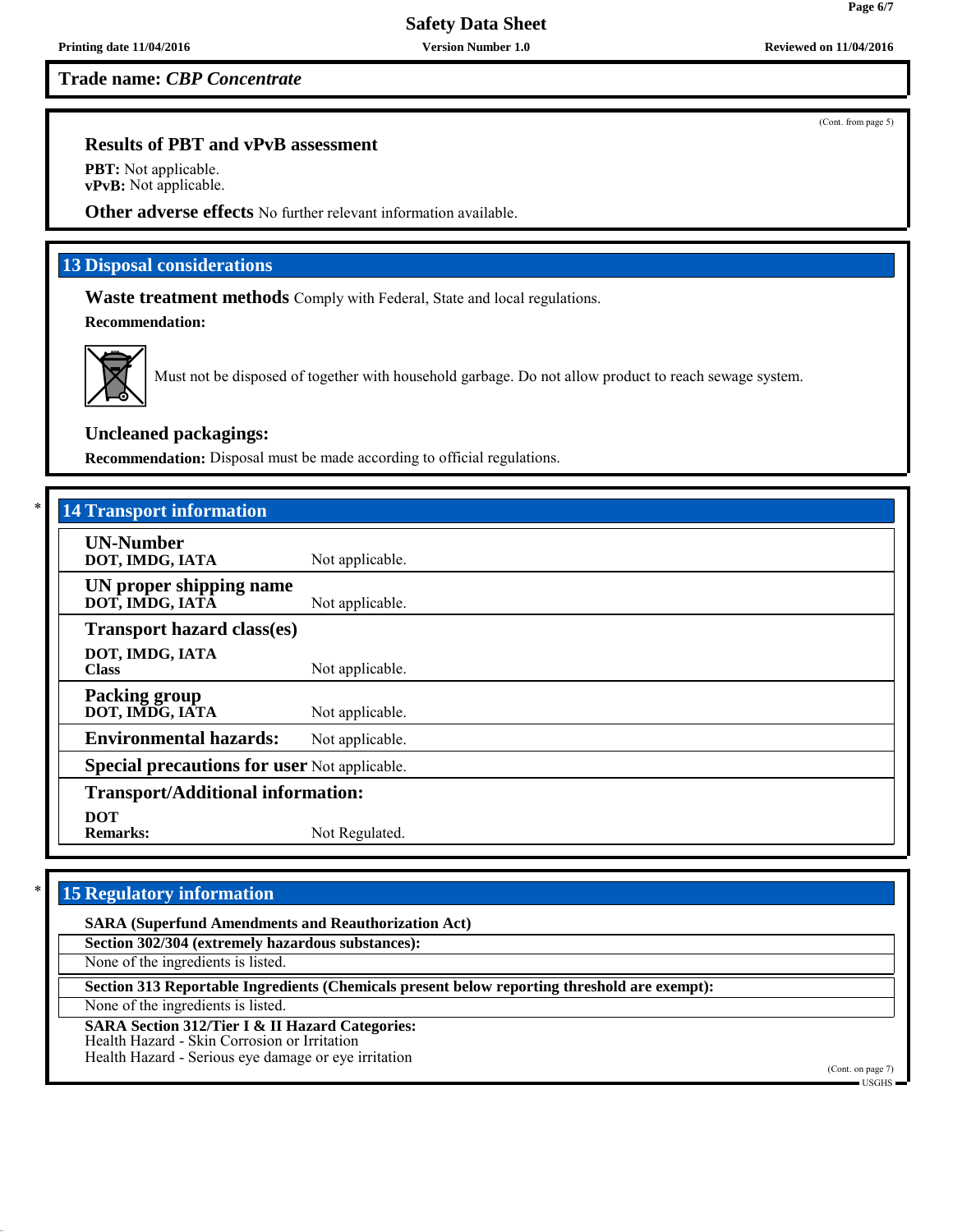**Trade name: *CBP Concentrate***

(Cont. from page 5)

### Results of PBT and vPvB assessment

**PBT:** Not applicable.
**vPvB:** Not applicable.

**Other adverse effects** No further relevant information available.

## 13 Disposal considerations

**Waste treatment methods** Comply with Federal, State and local regulations.

**Recommendation:**

Must not be disposed of together with household garbage. Do not allow product to reach sewage system.

**Uncleaned packagings:**

**Recommendation:** Disposal must be made according to official regulations.

## * 14 Transport information

| | |
|---|---|
| **UN-Number**<br>**DOT, IMDG, IATA** | Not applicable. |
| **UN proper shipping name**<br>**DOT, IMDG, IATA** | Not applicable. |
| **Transport hazard class(es)**<br>**DOT, IMDG, IATA**<br>**Class** | Not applicable. |
| **Packing group**<br>**DOT, IMDG, IATA** | Not applicable. |
| **Environmental hazards:** | Not applicable. |
| **Special precautions for user** | Not applicable. |
| **Transport/Additional information:**<br>**DOT**<br>**Remarks:** | Not Regulated. |

## * 15 Regulatory information

**SARA (Superfund Amendments and Reauthorization Act)**

**Section 302/304 (extremely hazardous substances):**
None of the ingredients is listed.

**Section 313 Reportable Ingredients (Chemicals present below reporting threshold are exempt):**
None of the ingredients is listed.

**SARA Section 312/Tier I & II Hazard Categories:**
Health Hazard - Skin Corrosion or Irritation
Health Hazard - Serious eye damage or eye irritation

(Cont. on page 7)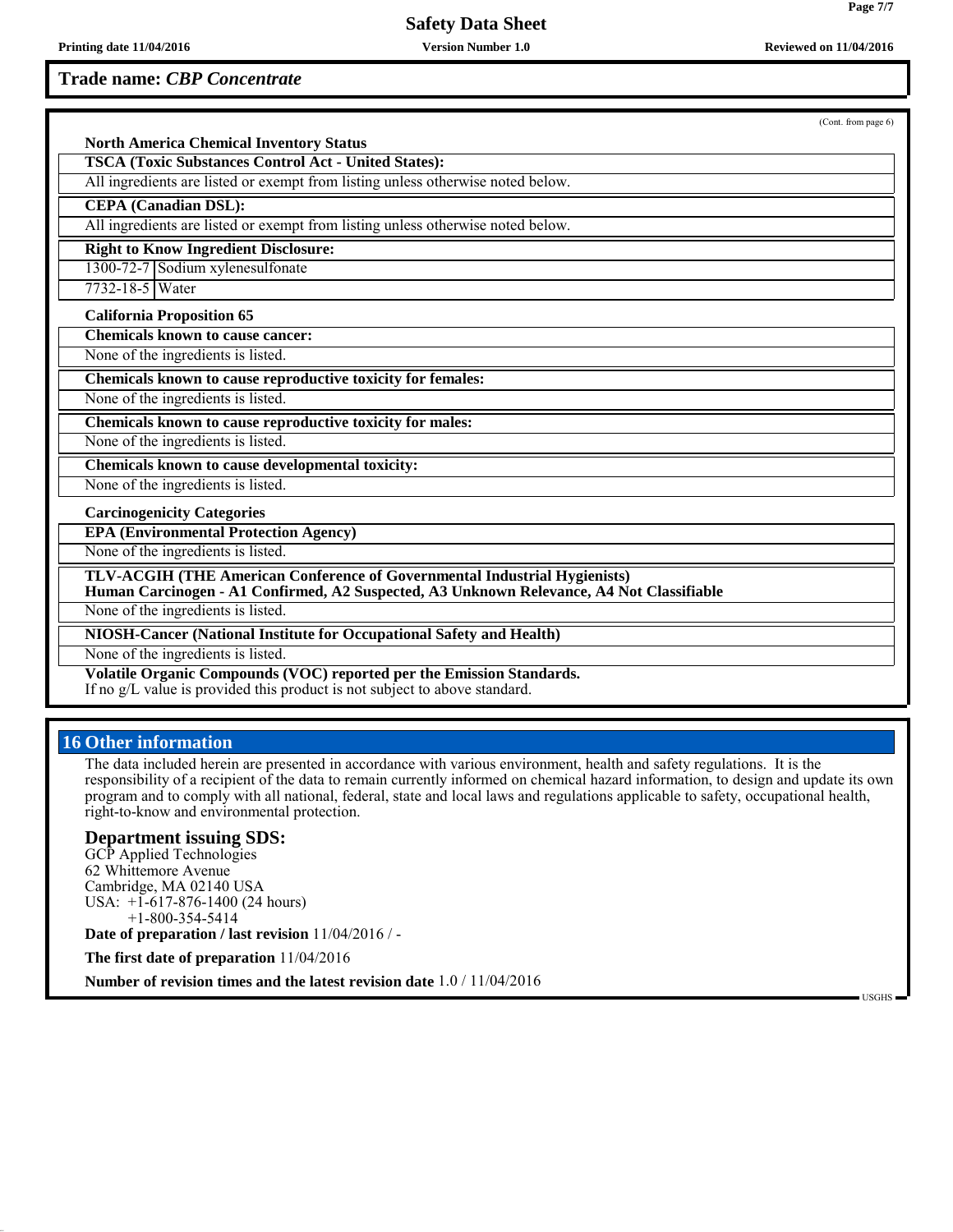**Trade name:** ***CBP Concentrate***

(Cont. from page 6)

**North America Chemical Inventory Status**

**TSCA (Toxic Substances Control Act - United States):**

All ingredients are listed or exempt from listing unless otherwise noted below.

**CEPA (Canadian DSL):**

All ingredients are listed or exempt from listing unless otherwise noted below.

**Right to Know Ingredient Disclosure:**

| | |
|---|---|
| 1300-72-7 | Sodium xylenesulfonate |
| 7732-18-5 | Water |

**California Proposition 65**

**Chemicals known to cause cancer:**

None of the ingredients is listed.

**Chemicals known to cause reproductive toxicity for females:**

None of the ingredients is listed.

**Chemicals known to cause reproductive toxicity for males:**

None of the ingredients is listed.

**Chemicals known to cause developmental toxicity:**

None of the ingredients is listed.

**Carcinogenicity Categories**

**EPA (Environmental Protection Agency)**

None of the ingredients is listed.

**TLV-ACGIH (THE American Conference of Governmental Industrial Hygienists)**
**Human Carcinogen - A1 Confirmed, A2 Suspected, A3 Unknown Relevance, A4 Not Classifiable**

None of the ingredients is listed.

**NIOSH-Cancer (National Institute for Occupational Safety and Health)**

None of the ingredients is listed.

**Volatile Organic Compounds (VOC) reported per the Emission Standards.**
If no g/L value is provided this product is not subject to above standard.

## 16 Other information

The data included herein are presented in accordance with various environment, health and safety regulations. It is the responsibility of a recipient of the data to remain currently informed on chemical hazard information, to design and update its own program and to comply with all national, federal, state and local laws and regulations applicable to safety, occupational health, right-to-know and environmental protection.

### Department issuing SDS:

GCP Applied Technologies
62 Whittemore Avenue
Cambridge, MA 02140 USA
USA: +1-617-876-1400 (24 hours)
+1-800-354-5414

**Date of preparation / last revision** 11/04/2016 / -

**The first date of preparation** 11/04/2016

**Number of revision times and the latest revision date** 1.0 / 11/04/2016